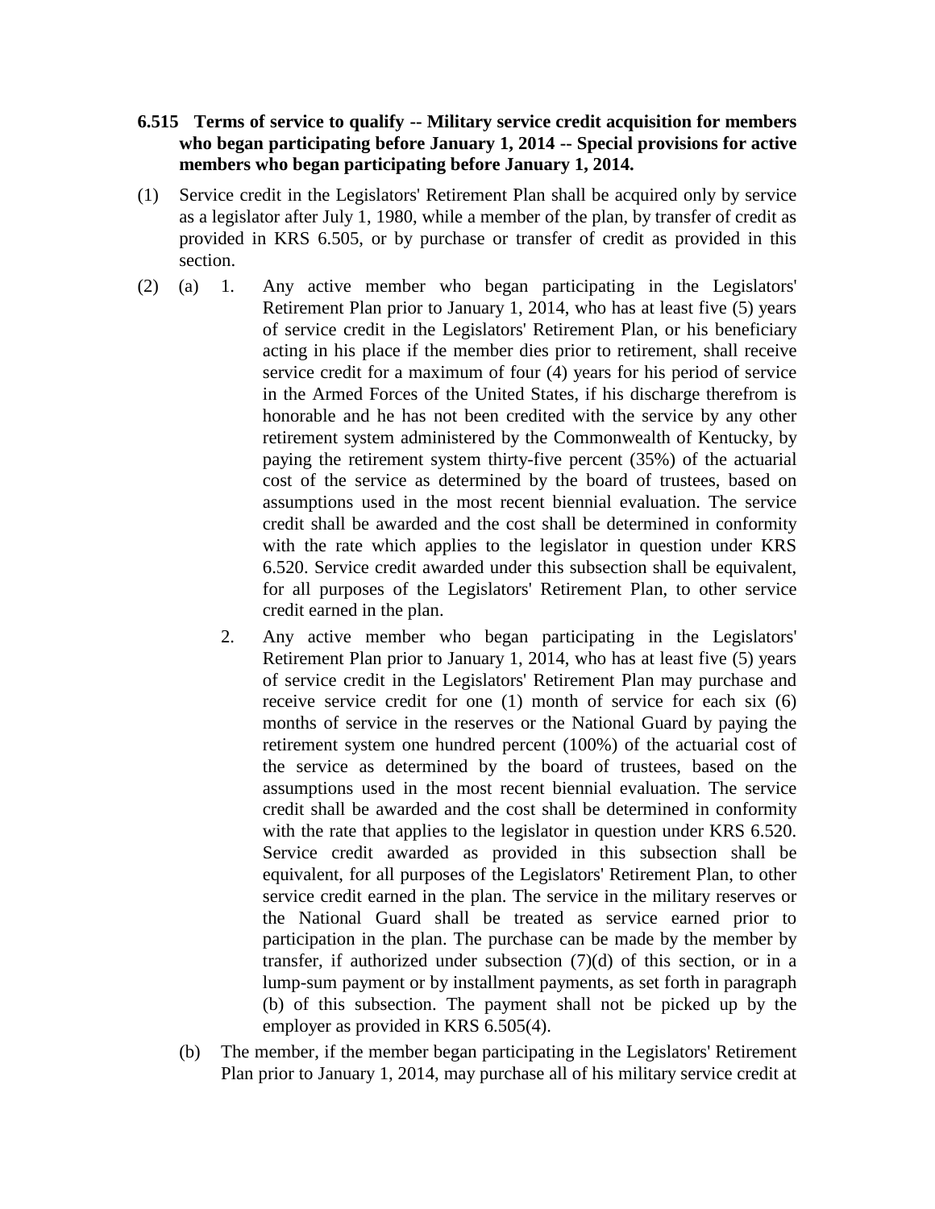**6.515 Terms of service to qualify -- Military service credit acquisition for members who began participating before January 1, 2014 -- Special provisions for active members who began participating before January 1, 2014.**

(1) Service credit in the Legislators' Retirement Plan shall be acquired only by service as a legislator after July 1, 1980, while a member of the plan, by transfer of credit as provided in KRS 6.505, or by purchase or transfer of credit as provided in this section.

(2) (a) 1. Any active member who began participating in the Legislators' Retirement Plan prior to January 1, 2014, who has at least five (5) years of service credit in the Legislators' Retirement Plan, or his beneficiary acting in his place if the member dies prior to retirement, shall receive service credit for a maximum of four (4) years for his period of service in the Armed Forces of the United States, if his discharge therefrom is honorable and he has not been credited with the service by any other retirement system administered by the Commonwealth of Kentucky, by paying the retirement system thirty-five percent (35%) of the actuarial cost of the service as determined by the board of trustees, based on assumptions used in the most recent biennial evaluation. The service credit shall be awarded and the cost shall be determined in conformity with the rate which applies to the legislator in question under KRS 6.520. Service credit awarded under this subsection shall be equivalent, for all purposes of the Legislators' Retirement Plan, to other service credit earned in the plan.

2. Any active member who began participating in the Legislators' Retirement Plan prior to January 1, 2014, who has at least five (5) years of service credit in the Legislators' Retirement Plan may purchase and receive service credit for one (1) month of service for each six (6) months of service in the reserves or the National Guard by paying the retirement system one hundred percent (100%) of the actuarial cost of the service as determined by the board of trustees, based on the assumptions used in the most recent biennial evaluation. The service credit shall be awarded and the cost shall be determined in conformity with the rate that applies to the legislator in question under KRS 6.520. Service credit awarded as provided in this subsection shall be equivalent, for all purposes of the Legislators' Retirement Plan, to other service credit earned in the plan. The service in the military reserves or the National Guard shall be treated as service earned prior to participation in the plan. The purchase can be made by the member by transfer, if authorized under subsection (7)(d) of this section, or in a lump-sum payment or by installment payments, as set forth in paragraph (b) of this subsection. The payment shall not be picked up by the employer as provided in KRS 6.505(4).

(b) The member, if the member began participating in the Legislators' Retirement Plan prior to January 1, 2014, may purchase all of his military service credit at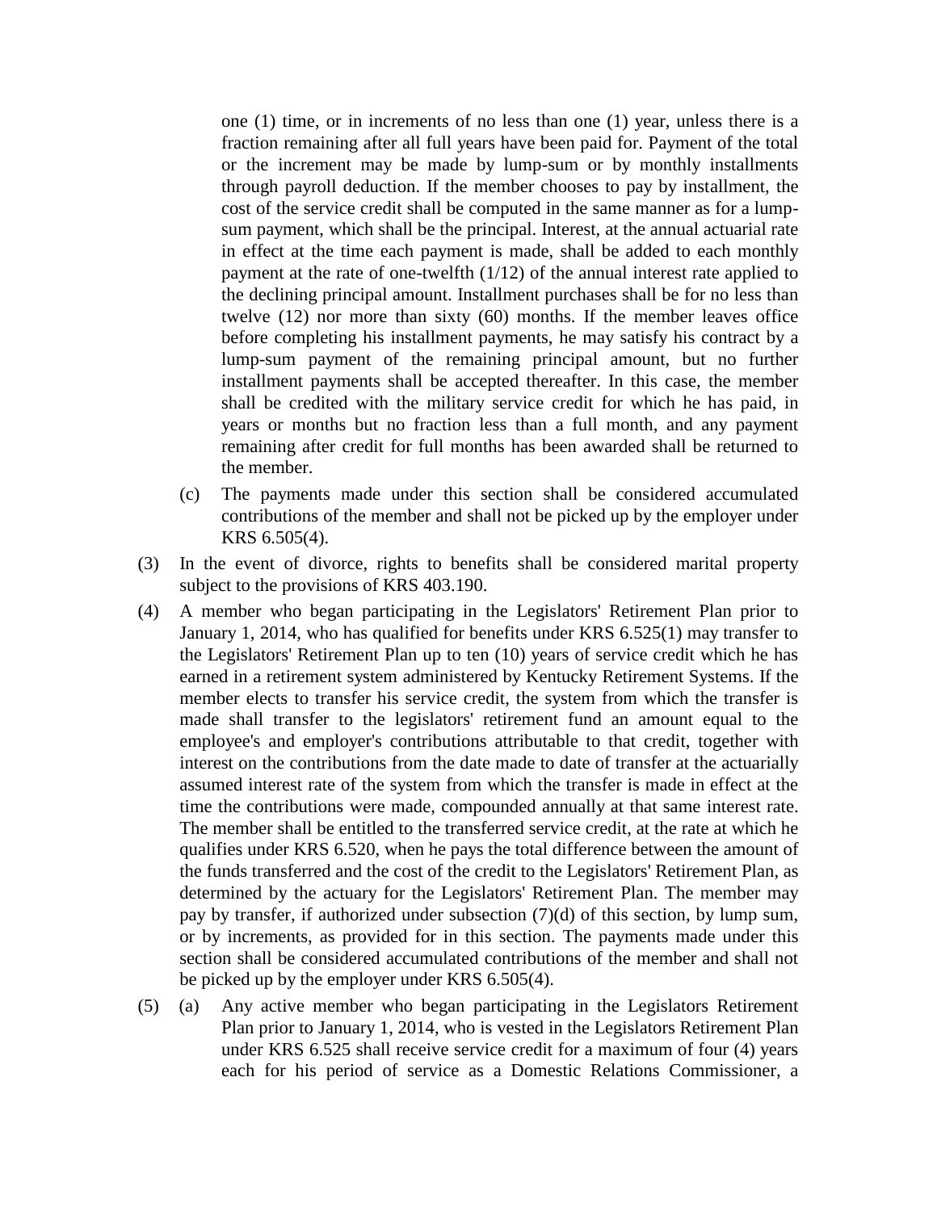one (1) time, or in increments of no less than one (1) year, unless there is a fraction remaining after all full years have been paid for. Payment of the total or the increment may be made by lump-sum or by monthly installments through payroll deduction. If the member chooses to pay by installment, the cost of the service credit shall be computed in the same manner as for a lump-sum payment, which shall be the principal. Interest, at the annual actuarial rate in effect at the time each payment is made, shall be added to each monthly payment at the rate of one-twelfth (1/12) of the annual interest rate applied to the declining principal amount. Installment purchases shall be for no less than twelve (12) nor more than sixty (60) months. If the member leaves office before completing his installment payments, he may satisfy his contract by a lump-sum payment of the remaining principal amount, but no further installment payments shall be accepted thereafter. In this case, the member shall be credited with the military service credit for which he has paid, in years or months but no fraction less than a full month, and any payment remaining after credit for full months has been awarded shall be returned to the member.

(c) The payments made under this section shall be considered accumulated contributions of the member and shall not be picked up by the employer under KRS 6.505(4).

(3) In the event of divorce, rights to benefits shall be considered marital property subject to the provisions of KRS 403.190.

(4) A member who began participating in the Legislators' Retirement Plan prior to January 1, 2014, who has qualified for benefits under KRS 6.525(1) may transfer to the Legislators' Retirement Plan up to ten (10) years of service credit which he has earned in a retirement system administered by Kentucky Retirement Systems. If the member elects to transfer his service credit, the system from which the transfer is made shall transfer to the legislators' retirement fund an amount equal to the employee's and employer's contributions attributable to that credit, together with interest on the contributions from the date made to date of transfer at the actuarially assumed interest rate of the system from which the transfer is made in effect at the time the contributions were made, compounded annually at that same interest rate. The member shall be entitled to the transferred service credit, at the rate at which he qualifies under KRS 6.520, when he pays the total difference between the amount of the funds transferred and the cost of the credit to the Legislators' Retirement Plan, as determined by the actuary for the Legislators' Retirement Plan. The member may pay by transfer, if authorized under subsection (7)(d) of this section, by lump sum, or by increments, as provided for in this section. The payments made under this section shall be considered accumulated contributions of the member and shall not be picked up by the employer under KRS 6.505(4).

(5) (a) Any active member who began participating in the Legislators Retirement Plan prior to January 1, 2014, who is vested in the Legislators Retirement Plan under KRS 6.525 shall receive service credit for a maximum of four (4) years each for his period of service as a Domestic Relations Commissioner, a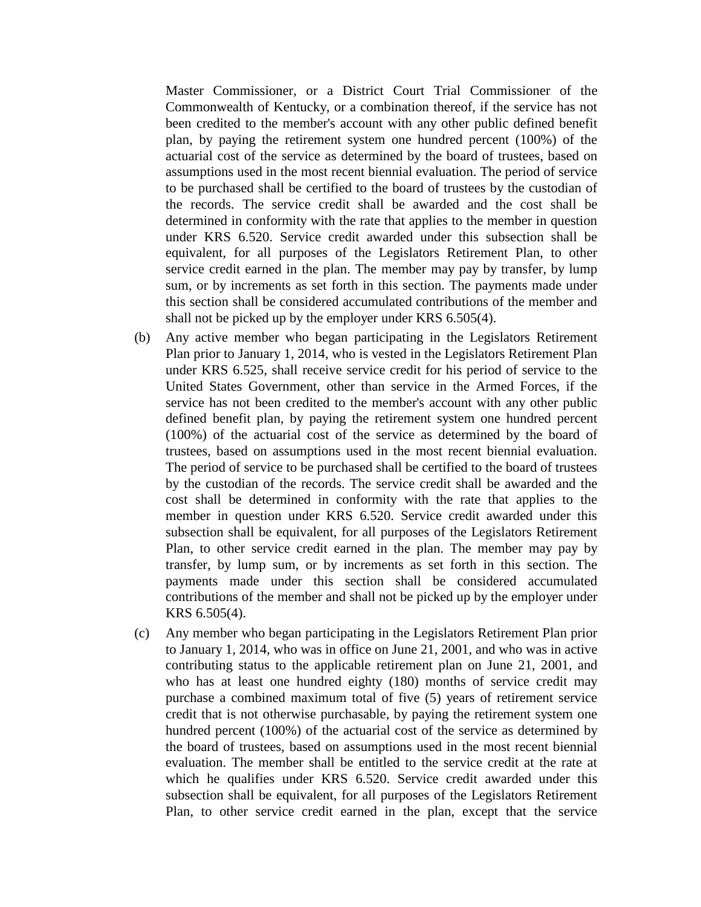Master Commissioner, or a District Court Trial Commissioner of the Commonwealth of Kentucky, or a combination thereof, if the service has not been credited to the member's account with any other public defined benefit plan, by paying the retirement system one hundred percent (100%) of the actuarial cost of the service as determined by the board of trustees, based on assumptions used in the most recent biennial evaluation. The period of service to be purchased shall be certified to the board of trustees by the custodian of the records. The service credit shall be awarded and the cost shall be determined in conformity with the rate that applies to the member in question under KRS 6.520. Service credit awarded under this subsection shall be equivalent, for all purposes of the Legislators Retirement Plan, to other service credit earned in the plan. The member may pay by transfer, by lump sum, or by increments as set forth in this section. The payments made under this section shall be considered accumulated contributions of the member and shall not be picked up by the employer under KRS 6.505(4).

(b) Any active member who began participating in the Legislators Retirement Plan prior to January 1, 2014, who is vested in the Legislators Retirement Plan under KRS 6.525, shall receive service credit for his period of service to the United States Government, other than service in the Armed Forces, if the service has not been credited to the member's account with any other public defined benefit plan, by paying the retirement system one hundred percent (100%) of the actuarial cost of the service as determined by the board of trustees, based on assumptions used in the most recent biennial evaluation. The period of service to be purchased shall be certified to the board of trustees by the custodian of the records. The service credit shall be awarded and the cost shall be determined in conformity with the rate that applies to the member in question under KRS 6.520. Service credit awarded under this subsection shall be equivalent, for all purposes of the Legislators Retirement Plan, to other service credit earned in the plan. The member may pay by transfer, by lump sum, or by increments as set forth in this section. The payments made under this section shall be considered accumulated contributions of the member and shall not be picked up by the employer under KRS 6.505(4).

(c) Any member who began participating in the Legislators Retirement Plan prior to January 1, 2014, who was in office on June 21, 2001, and who was in active contributing status to the applicable retirement plan on June 21, 2001, and who has at least one hundred eighty (180) months of service credit may purchase a combined maximum total of five (5) years of retirement service credit that is not otherwise purchasable, by paying the retirement system one hundred percent (100%) of the actuarial cost of the service as determined by the board of trustees, based on assumptions used in the most recent biennial evaluation. The member shall be entitled to the service credit at the rate at which he qualifies under KRS 6.520. Service credit awarded under this subsection shall be equivalent, for all purposes of the Legislators Retirement Plan, to other service credit earned in the plan, except that the service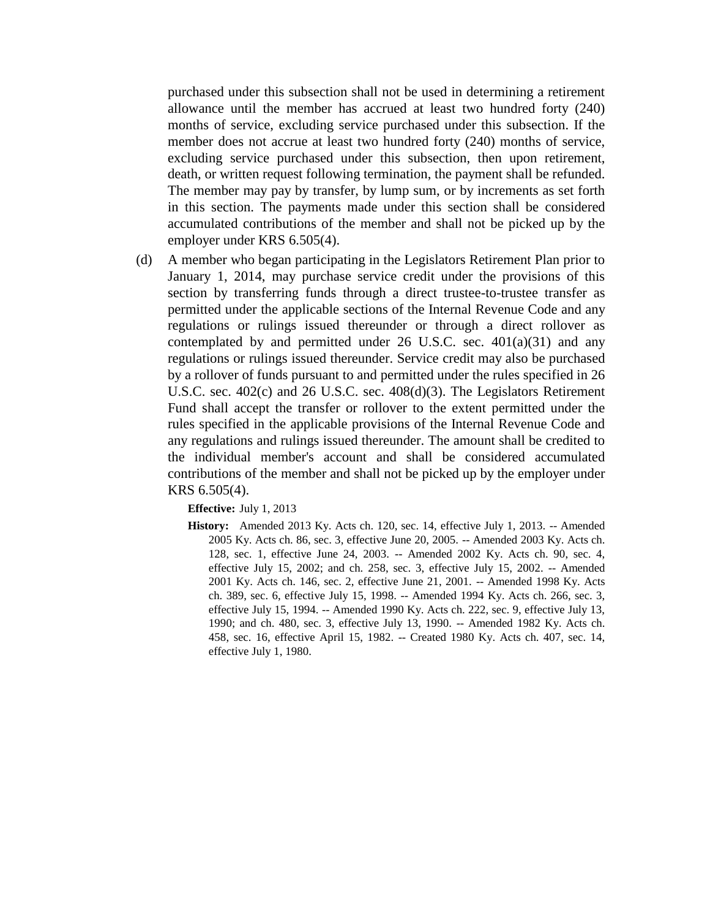purchased under this subsection shall not be used in determining a retirement allowance until the member has accrued at least two hundred forty (240) months of service, excluding service purchased under this subsection. If the member does not accrue at least two hundred forty (240) months of service, excluding service purchased under this subsection, then upon retirement, death, or written request following termination, the payment shall be refunded. The member may pay by transfer, by lump sum, or by increments as set forth in this section. The payments made under this section shall be considered accumulated contributions of the member and shall not be picked up by the employer under KRS 6.505(4).

(d) A member who began participating in the Legislators Retirement Plan prior to January 1, 2014, may purchase service credit under the provisions of this section by transferring funds through a direct trustee-to-trustee transfer as permitted under the applicable sections of the Internal Revenue Code and any regulations or rulings issued thereunder or through a direct rollover as contemplated by and permitted under 26 U.S.C. sec. 401(a)(31) and any regulations or rulings issued thereunder. Service credit may also be purchased by a rollover of funds pursuant to and permitted under the rules specified in 26 U.S.C. sec. 402(c) and 26 U.S.C. sec. 408(d)(3). The Legislators Retirement Fund shall accept the transfer or rollover to the extent permitted under the rules specified in the applicable provisions of the Internal Revenue Code and any regulations and rulings issued thereunder. The amount shall be credited to the individual member's account and shall be considered accumulated contributions of the member and shall not be picked up by the employer under KRS 6.505(4).

**Effective:** July 1, 2013

**History:** Amended 2013 Ky. Acts ch. 120, sec. 14, effective July 1, 2013. -- Amended 2005 Ky. Acts ch. 86, sec. 3, effective June 20, 2005. -- Amended 2003 Ky. Acts ch. 128, sec. 1, effective June 24, 2003. -- Amended 2002 Ky. Acts ch. 90, sec. 4, effective July 15, 2002; and ch. 258, sec. 3, effective July 15, 2002. -- Amended 2001 Ky. Acts ch. 146, sec. 2, effective June 21, 2001. -- Amended 1998 Ky. Acts ch. 389, sec. 6, effective July 15, 1998. -- Amended 1994 Ky. Acts ch. 266, sec. 3, effective July 15, 1994. -- Amended 1990 Ky. Acts ch. 222, sec. 9, effective July 13, 1990; and ch. 480, sec. 3, effective July 13, 1990. -- Amended 1982 Ky. Acts ch. 458, sec. 16, effective April 15, 1982. -- Created 1980 Ky. Acts ch. 407, sec. 14, effective July 1, 1980.